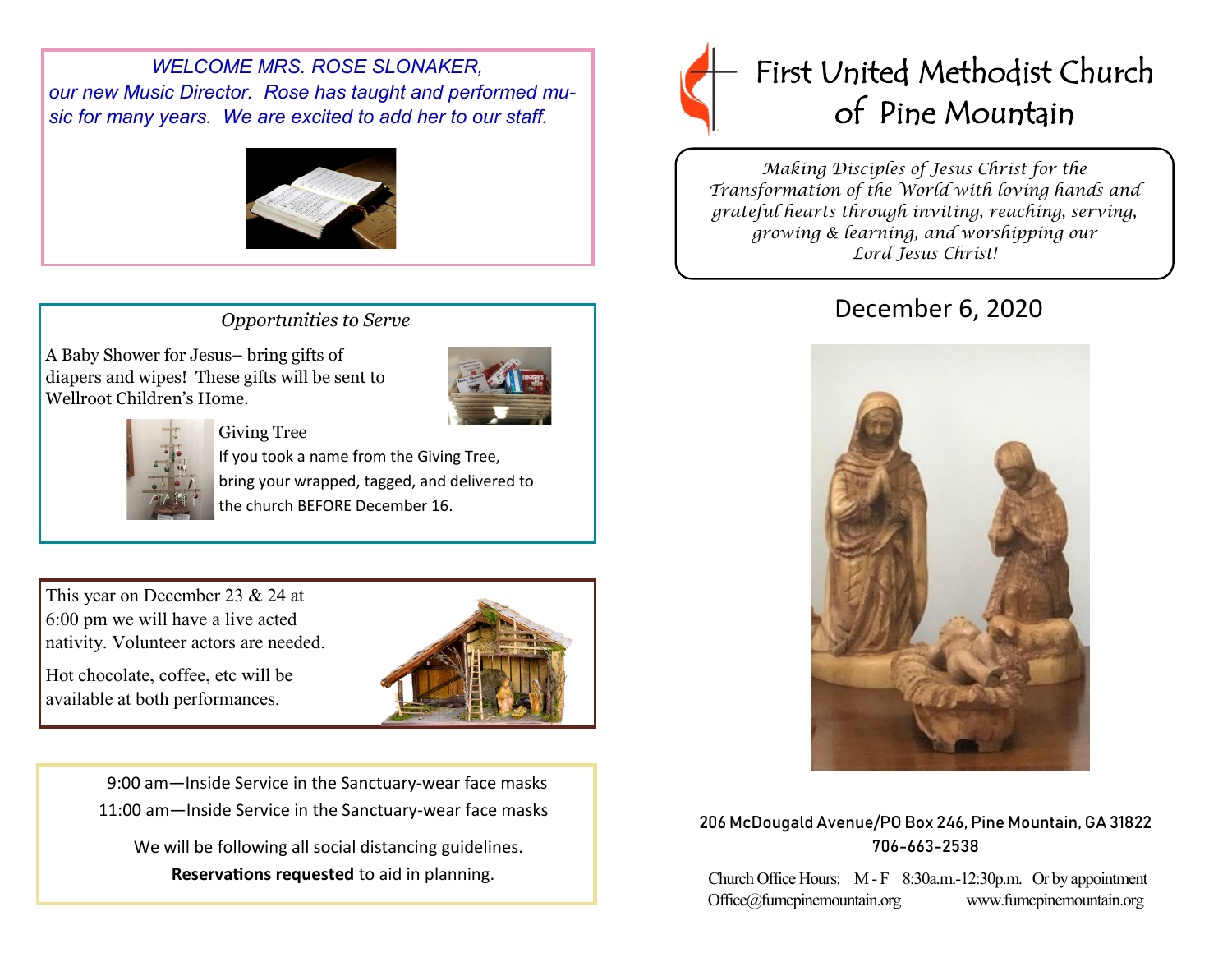# First United Methodist Church of Pine Mountain

*Making Disciples of Jesus Christ for the Transformation of the World with loving hands and grateful hearts through inviting, reaching, serving, growing & learning, and worshipping our Lord Jesus Christ!*

## December 6, 2020

206 McDougald Avenue/PO Box 246, Pine Mountain, GA 31822
706-663-2538

Church Office Hours: M - F 8:30a.m.-12:30p.m. Or by appointment
Office@fumcpinemountain.org www.fumcpinemountain.org

---

*WELCOME MRS. ROSE SLONAKER, our new Music Director. Rose has taught and performed music for many years. We are excited to add her to our staff.*

---

### *Opportunities to Serve*

A Baby Shower for Jesus– bring gifts of diapers and wipes! These gifts will be sent to Wellroot Children's Home.

**Giving Tree**

If you took a name from the Giving Tree, bring your wrapped, tagged, and delivered to the church BEFORE December 16.

---

This year on December 23 & 24 at 6:00 pm we will have a live acted nativity. Volunteer actors are needed.

Hot chocolate, coffee, etc will be available at both performances.

---

9:00 am—Inside Service in the Sanctuary-wear face masks
11:00 am—Inside Service in the Sanctuary-wear face masks

We will be following all social distancing guidelines.
**Reservations requested** to aid in planning.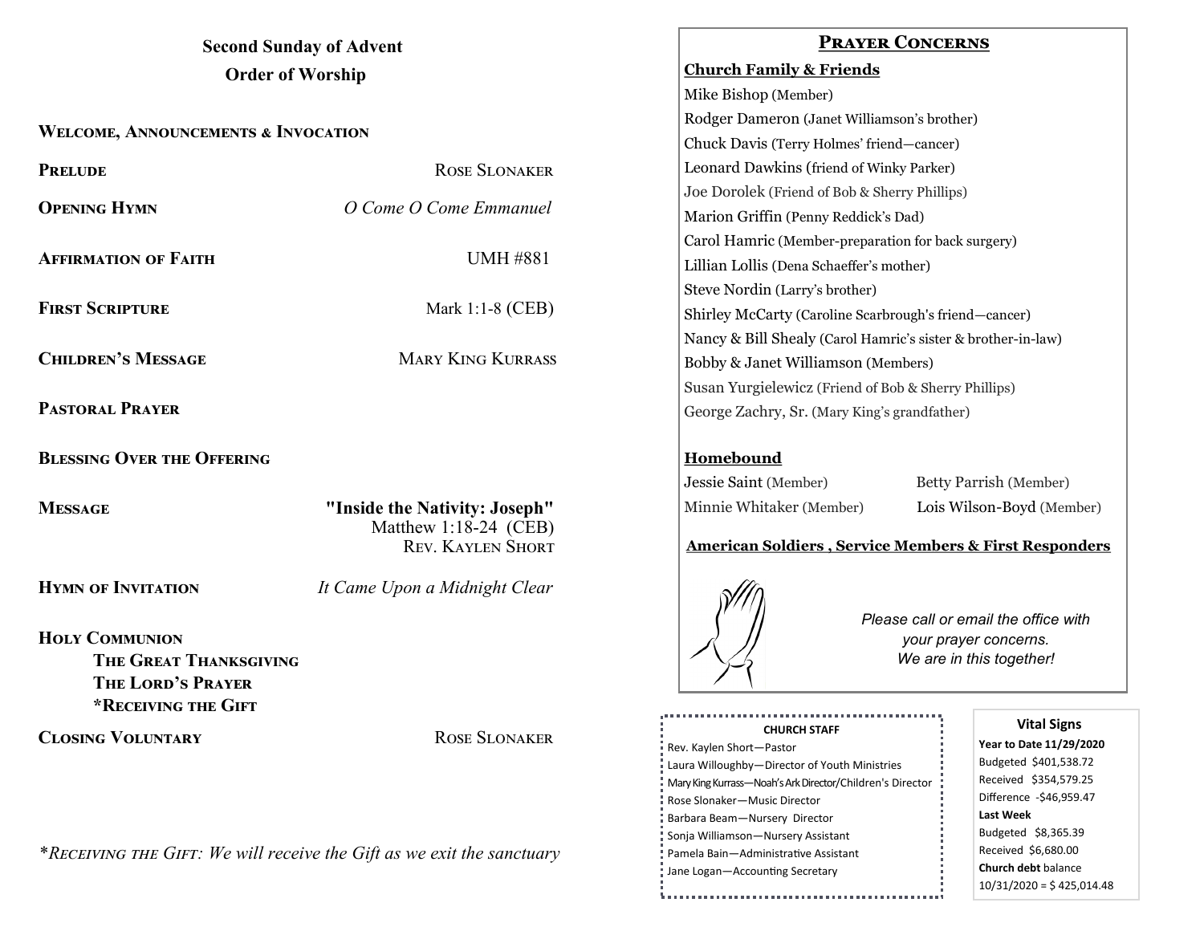## Second Sunday of Advent
## Order of Worship

**Welcome, Announcements & Invocation**

**Prelude** — Rose Slonaker

**Opening Hymn** — *O Come O Come Emmanuel*

**Affirmation of Faith** — UMH #881

**First Scripture** — Mark 1:1-8 (CEB)

**Children's Message** — Mary King Kurrass

**Pastoral Prayer**

**Blessing Over the Offering**

**Message** — **"Inside the Nativity: Joseph"**
Matthew 1:18-24 (CEB)
Rev. Kaylen Short

**Hymn of Invitation** — *It Came Upon a Midnight Clear*

**Holy Communion**
- **The Great Thanksgiving**
- **The Lord's Prayer**
- ***Receiving the Gift**

**Closing Voluntary** — Rose Slonaker

**Receiving the Gift: We will receive the Gift as we exit the sanctuary*

## Prayer Concerns

### Church Family & Friends

Mike Bishop (Member)
Rodger Dameron (Janet Williamson's brother)
Chuck Davis (Terry Holmes' friend—cancer)
Leonard Dawkins (friend of Winky Parker)
Joe Dorolek (Friend of Bob & Sherry Phillips)
Marion Griffin (Penny Reddick's Dad)
Carol Hamric (Member-preparation for back surgery)
Lillian Lollis (Dena Schaeffer's mother)
Steve Nordin (Larry's brother)
Shirley McCarty (Caroline Scarbrough's friend—cancer)
Nancy & Bill Shealy (Carol Hamric's sister & brother-in-law)
Bobby & Janet Williamson (Members)
Susan Yurgielewicz (Friend of Bob & Sherry Phillips)
George Zachry, Sr. (Mary King's grandfather)

### Homebound

Jessie Saint (Member)
Betty Parrish (Member)
Minnie Whitaker (Member)
Lois Wilson-Boyd (Member)

### American Soldiers , Service Members & First Responders

*Please call or email the office with your prayer concerns.*
*We are in this together!*

**CHURCH STAFF**

Rev. Kaylen Short—Pastor
Laura Willoughby—Director of Youth Ministries
Mary King Kurrass—Noah's Ark Director/Children's Director
Rose Slonaker—Music Director
Barbara Beam—Nursery Director
Sonja Williamson—Nursery Assistant
Pamela Bain—Administrative Assistant
Jane Logan—Accounting Secretary

**Vital Signs**

**Year to Date 11/29/2020**
Budgeted $401,538.72
Received $354,579.25
Difference -$46,959.47
**Last Week**
Budgeted $8,365.39
Received $6,680.00
**Church debt** balance
10/31/2020 = $ 425,014.48